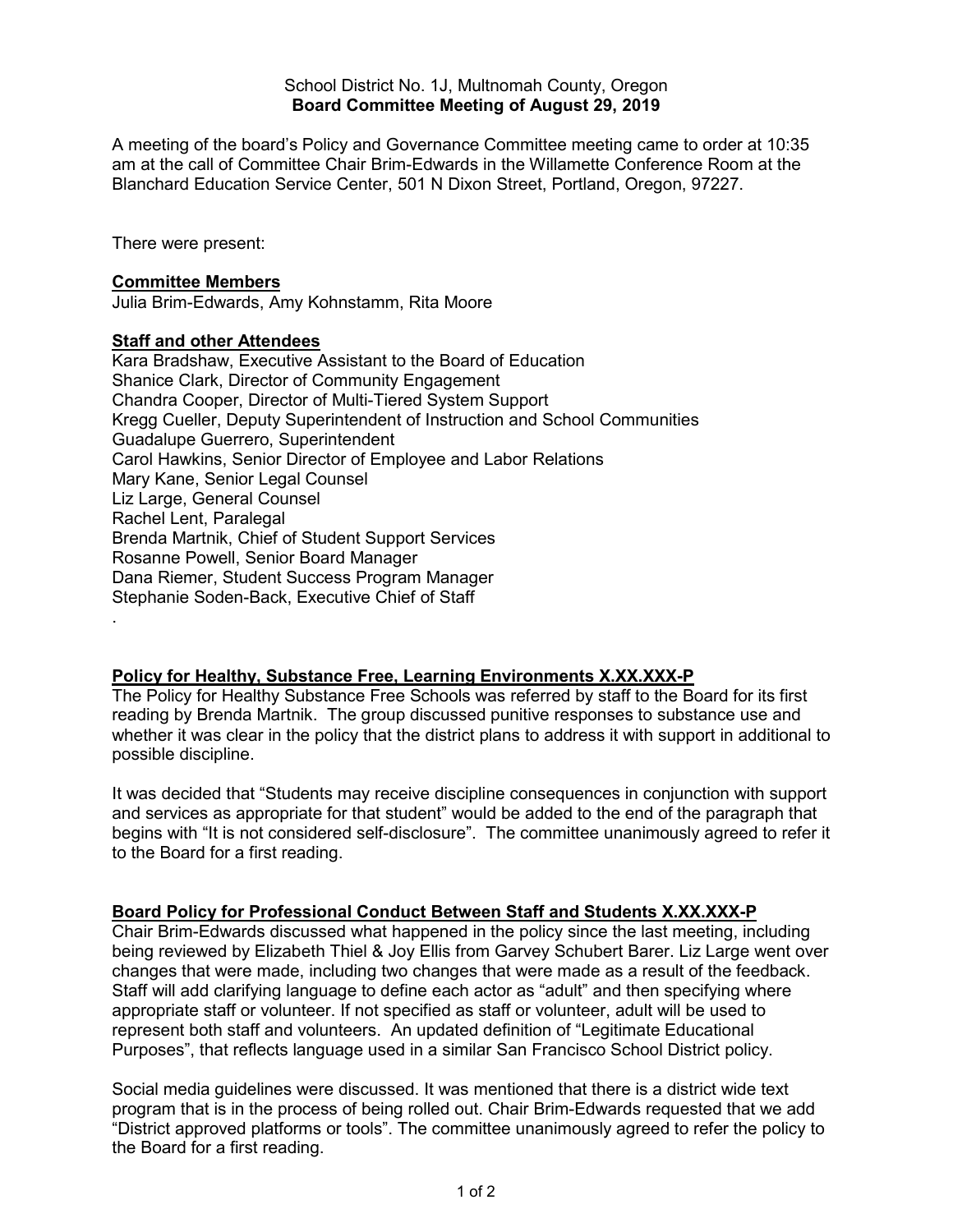School District No. 1J, Multnomah County, Oregon
**Board Committee Meeting of August 29, 2019**

A meeting of the board's Policy and Governance Committee meeting came to order at 10:35 am at the call of Committee Chair Brim-Edwards in the Willamette Conference Room at the Blanchard Education Service Center, 501 N Dixon Street, Portland, Oregon, 97227.

There were present:

**Committee Members**
Julia Brim-Edwards, Amy Kohnstamm, Rita Moore

**Staff and other Attendees**
Kara Bradshaw, Executive Assistant to the Board of Education
Shanice Clark, Director of Community Engagement
Chandra Cooper, Director of Multi-Tiered System Support
Kregg Cueller, Deputy Superintendent of Instruction and School Communities
Guadalupe Guerrero, Superintendent
Carol Hawkins, Senior Director of Employee and Labor Relations
Mary Kane, Senior Legal Counsel
Liz Large, General Counsel
Rachel Lent, Paralegal
Brenda Martnik, Chief of Student Support Services
Rosanne Powell, Senior Board Manager
Dana Riemer, Student Success Program Manager
Stephanie Soden-Back, Executive Chief of Staff
.

**Policy for Healthy, Substance Free, Learning Environments X.XX.XXX-P**

The Policy for Healthy Substance Free Schools was referred by staff to the Board for its first reading by Brenda Martnik. The group discussed punitive responses to substance use and whether it was clear in the policy that the district plans to address it with support in additional to possible discipline.

It was decided that "Students may receive discipline consequences in conjunction with support and services as appropriate for that student" would be added to the end of the paragraph that begins with "It is not considered self-disclosure". The committee unanimously agreed to refer it to the Board for a first reading.

**Board Policy for Professional Conduct Between Staff and Students X.XX.XXX-P**

Chair Brim-Edwards discussed what happened in the policy since the last meeting, including being reviewed by Elizabeth Thiel & Joy Ellis from Garvey Schubert Barer. Liz Large went over changes that were made, including two changes that were made as a result of the feedback. Staff will add clarifying language to define each actor as "adult" and then specifying where appropriate staff or volunteer. If not specified as staff or volunteer, adult will be used to represent both staff and volunteers. An updated definition of "Legitimate Educational Purposes", that reflects language used in a similar San Francisco School District policy.

Social media guidelines were discussed. It was mentioned that there is a district wide text program that is in the process of being rolled out. Chair Brim-Edwards requested that we add "District approved platforms or tools". The committee unanimously agreed to refer the policy to the Board for a first reading.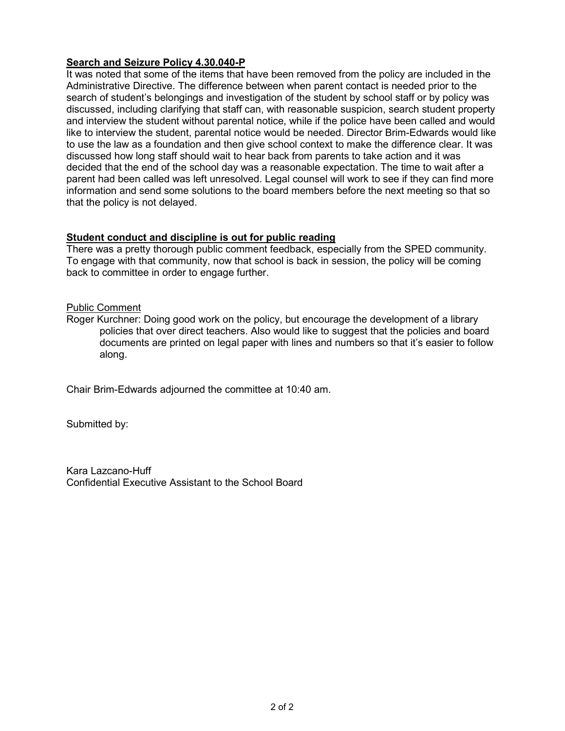**Search and Seizure Policy 4.30.040-P**

It was noted that some of the items that have been removed from the policy are included in the Administrative Directive. The difference between when parent contact is needed prior to the search of student's belongings and investigation of the student by school staff or by policy was discussed, including clarifying that staff can, with reasonable suspicion, search student property and interview the student without parental notice, while if the police have been called and would like to interview the student, parental notice would be needed. Director Brim-Edwards would like to use the law as a foundation and then give school context to make the difference clear. It was discussed how long staff should wait to hear back from parents to take action and it was decided that the end of the school day was a reasonable expectation. The time to wait after a parent had been called was left unresolved. Legal counsel will work to see if they can find more information and send some solutions to the board members before the next meeting so that so that the policy is not delayed.

**Student conduct and discipline is out for public reading**

There was a pretty thorough public comment feedback, especially from the SPED community. To engage with that community, now that school is back in session, the policy will be coming back to committee in order to engage further.

Public Comment

Roger Kurchner: Doing good work on the policy, but encourage the development of a library policies that over direct teachers. Also would like to suggest that the policies and board documents are printed on legal paper with lines and numbers so that it's easier to follow along.

Chair Brim-Edwards adjourned the committee at 10:40 am.

Submitted by:

Kara Lazcano-Huff
Confidential Executive Assistant to the School Board